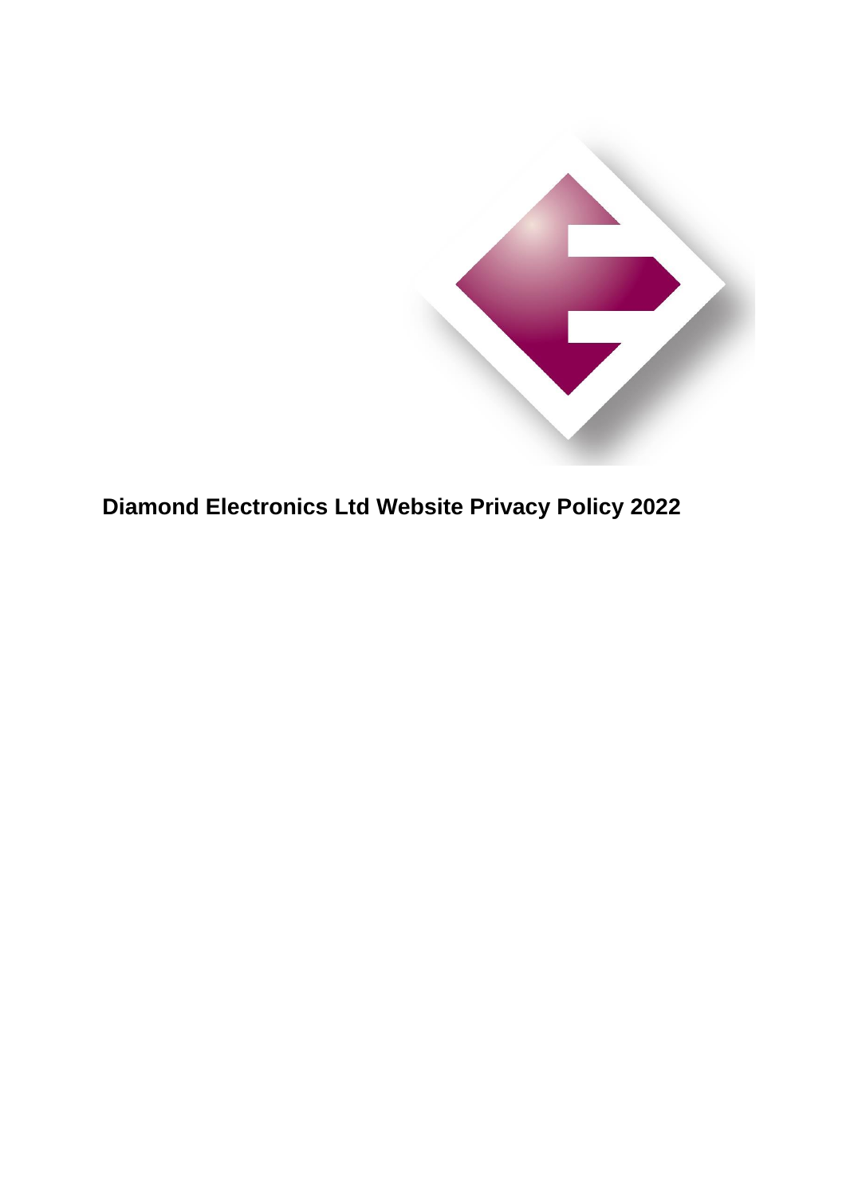# Diamond Electronics Ltd Website Privacy Policy 2022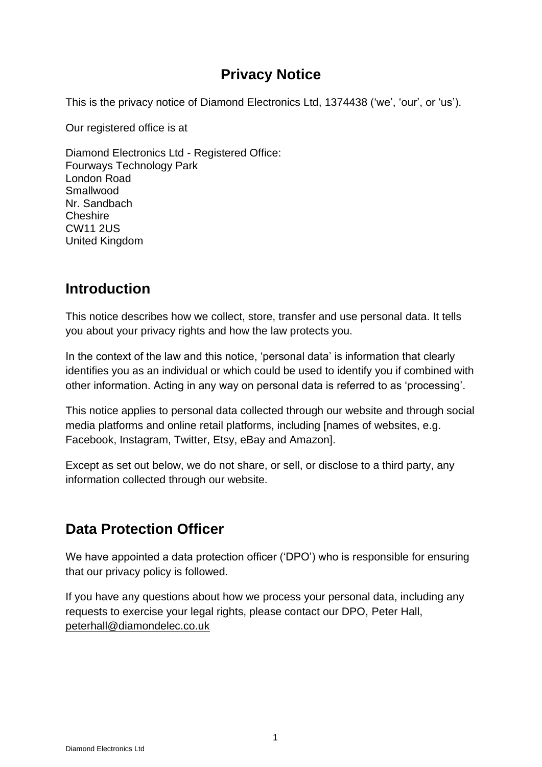# Privacy Notice

This is the privacy notice of Diamond Electronics Ltd, 1374438 (‘we’, ‘our’, or ‘us’).

Our registered office is at

Diamond Electronics Ltd - Registered Office:
Fourways Technology Park
London Road
Smallwood
Nr. Sandbach
Cheshire
CW11 2US
United Kingdom

## Introduction

This notice describes how we collect, store, transfer and use personal data. It tells you about your privacy rights and how the law protects you.

In the context of the law and this notice, ‘personal data’ is information that clearly identifies you as an individual or which could be used to identify you if combined with other information. Acting in any way on personal data is referred to as ‘processing’.

This notice applies to personal data collected through our website and through social media platforms and online retail platforms, including [names of websites, e.g. Facebook, Instagram, Twitter, Etsy, eBay and Amazon].

Except as set out below, we do not share, or sell, or disclose to a third party, any information collected through our website.

## Data Protection Officer

We have appointed a data protection officer (‘DPO’) who is responsible for ensuring that our privacy policy is followed.

If you have any questions about how we process your personal data, including any requests to exercise your legal rights, please contact our DPO, Peter Hall, peterhall@diamondelec.co.uk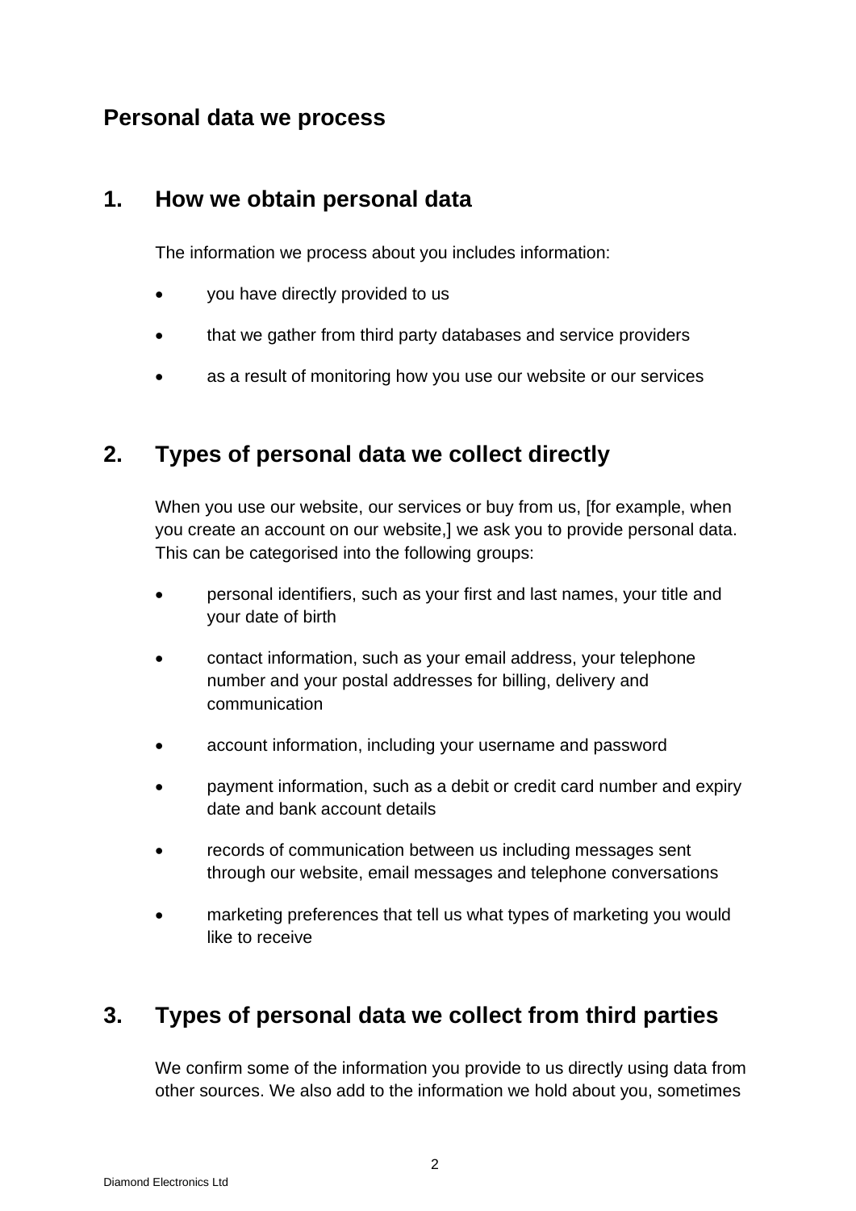## Personal data we process

## 1. How we obtain personal data

The information we process about you includes information:

- you have directly provided to us
- that we gather from third party databases and service providers
- as a result of monitoring how you use our website or our services

## 2. Types of personal data we collect directly

When you use our website, our services or buy from us, [for example, when you create an account on our website,] we ask you to provide personal data. This can be categorised into the following groups:

- personal identifiers, such as your first and last names, your title and your date of birth
- contact information, such as your email address, your telephone number and your postal addresses for billing, delivery and communication
- account information, including your username and password
- payment information, such as a debit or credit card number and expiry date and bank account details
- records of communication between us including messages sent through our website, email messages and telephone conversations
- marketing preferences that tell us what types of marketing you would like to receive

## 3. Types of personal data we collect from third parties

We confirm some of the information you provide to us directly using data from other sources. We also add to the information we hold about you, sometimes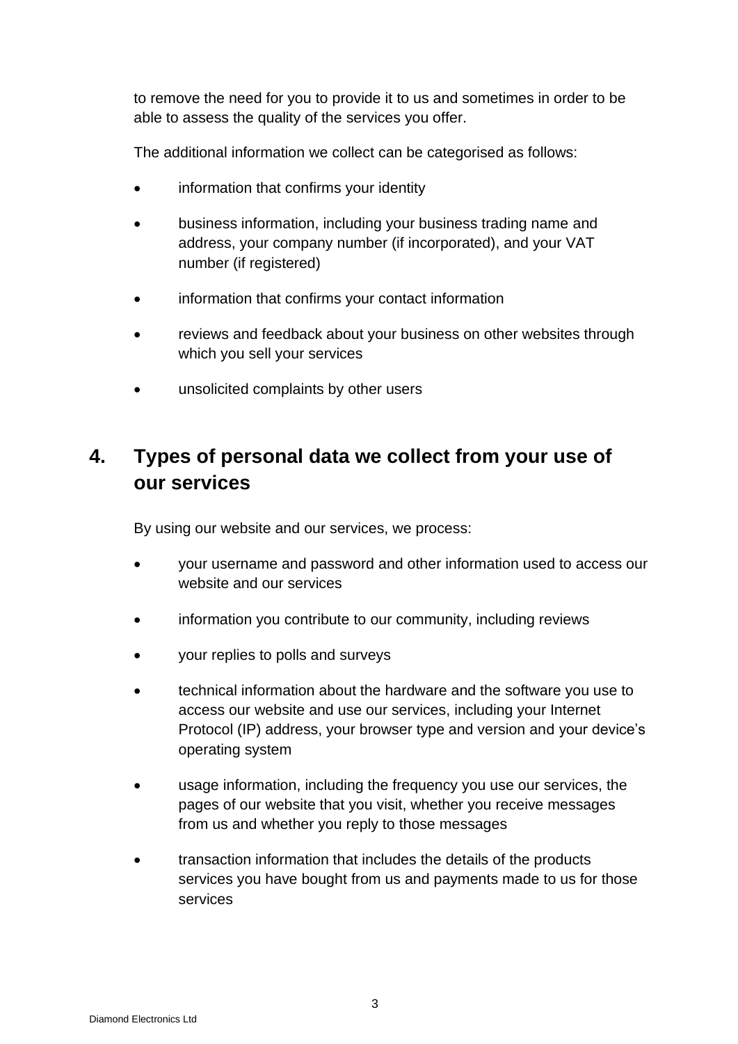to remove the need for you to provide it to us and sometimes in order to be able to assess the quality of the services you offer.

The additional information we collect can be categorised as follows:

- information that confirms your identity
- business information, including your business trading name and address, your company number (if incorporated), and your VAT number (if registered)
- information that confirms your contact information
- reviews and feedback about your business on other websites through which you sell your services
- unsolicited complaints by other users

## 4. Types of personal data we collect from your use of our services

By using our website and our services, we process:

- your username and password and other information used to access our website and our services
- information you contribute to our community, including reviews
- your replies to polls and surveys
- technical information about the hardware and the software you use to access our website and use our services, including your Internet Protocol (IP) address, your browser type and version and your device's operating system
- usage information, including the frequency you use our services, the pages of our website that you visit, whether you receive messages from us and whether you reply to those messages
- transaction information that includes the details of the products services you have bought from us and payments made to us for those services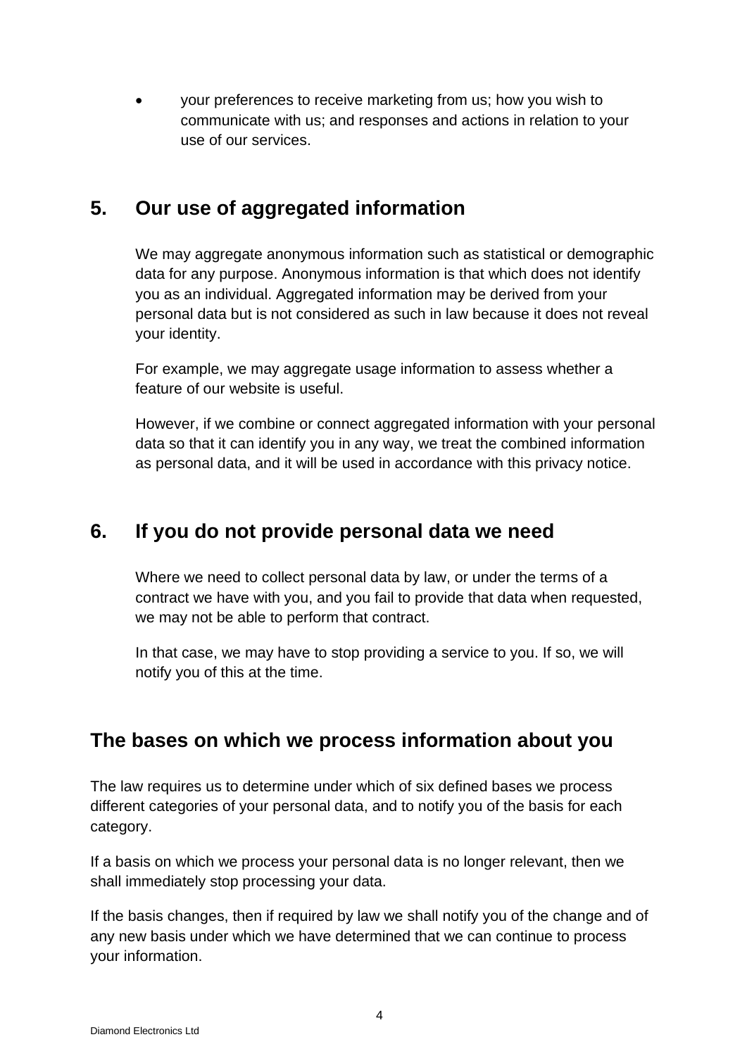- your preferences to receive marketing from us; how you wish to communicate with us; and responses and actions in relation to your use of our services.

## 5. Our use of aggregated information

We may aggregate anonymous information such as statistical or demographic data for any purpose. Anonymous information is that which does not identify you as an individual. Aggregated information may be derived from your personal data but is not considered as such in law because it does not reveal your identity.

For example, we may aggregate usage information to assess whether a feature of our website is useful.

However, if we combine or connect aggregated information with your personal data so that it can identify you in any way, we treat the combined information as personal data, and it will be used in accordance with this privacy notice.

## 6. If you do not provide personal data we need

Where we need to collect personal data by law, or under the terms of a contract we have with you, and you fail to provide that data when requested, we may not be able to perform that contract.

In that case, we may have to stop providing a service to you. If so, we will notify you of this at the time.

## The bases on which we process information about you

The law requires us to determine under which of six defined bases we process different categories of your personal data, and to notify you of the basis for each category.

If a basis on which we process your personal data is no longer relevant, then we shall immediately stop processing your data.

If the basis changes, then if required by law we shall notify you of the change and of any new basis under which we have determined that we can continue to process your information.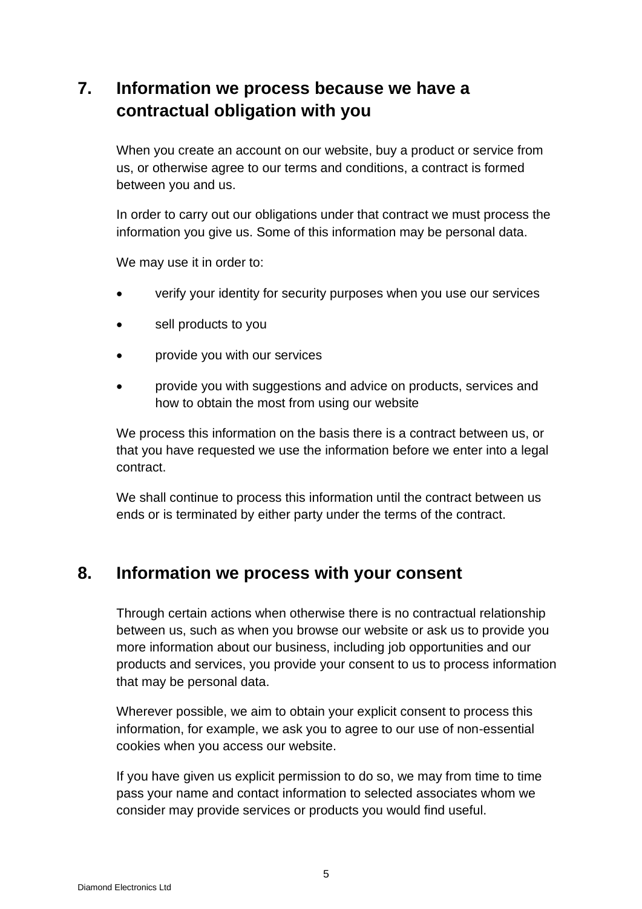## 7. Information we process because we have a contractual obligation with you

When you create an account on our website, buy a product or service from us, or otherwise agree to our terms and conditions, a contract is formed between you and us.

In order to carry out our obligations under that contract we must process the information you give us. Some of this information may be personal data.

We may use it in order to:

- verify your identity for security purposes when you use our services
- sell products to you
- provide you with our services
- provide you with suggestions and advice on products, services and how to obtain the most from using our website

We process this information on the basis there is a contract between us, or that you have requested we use the information before we enter into a legal contract.

We shall continue to process this information until the contract between us ends or is terminated by either party under the terms of the contract.

## 8. Information we process with your consent

Through certain actions when otherwise there is no contractual relationship between us, such as when you browse our website or ask us to provide you more information about our business, including job opportunities and our products and services, you provide your consent to us to process information that may be personal data.

Wherever possible, we aim to obtain your explicit consent to process this information, for example, we ask you to agree to our use of non-essential cookies when you access our website.

If you have given us explicit permission to do so, we may from time to time pass your name and contact information to selected associates whom we consider may provide services or products you would find useful.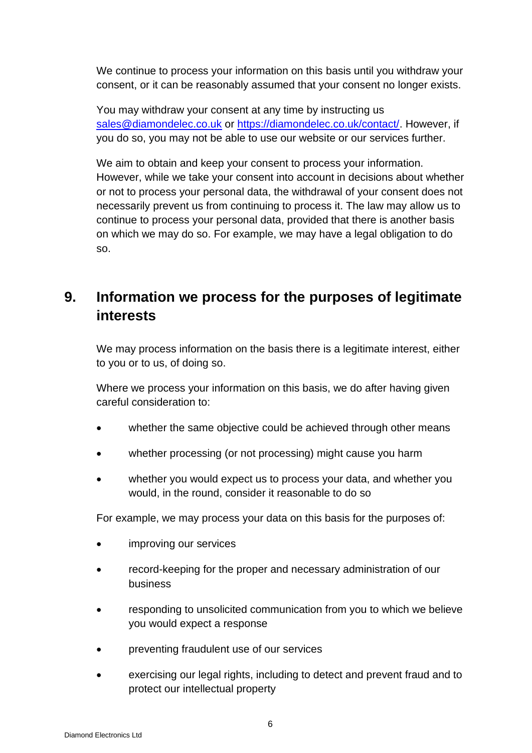We continue to process your information on this basis until you withdraw your consent, or it can be reasonably assumed that your consent no longer exists.

You may withdraw your consent at any time by instructing us [sales@diamondelec.co.uk](mailto:sales@diamondelec.co.uk) or [https://diamondelec.co.uk/contact/](https://diamondelec.co.uk/contact/). However, if you do so, you may not be able to use our website or our services further.

We aim to obtain and keep your consent to process your information. However, while we take your consent into account in decisions about whether or not to process your personal data, the withdrawal of your consent does not necessarily prevent us from continuing to process it. The law may allow us to continue to process your personal data, provided that there is another basis on which we may do so. For example, we may have a legal obligation to do so.

## 9. Information we process for the purposes of legitimate interests

We may process information on the basis there is a legitimate interest, either to you or to us, of doing so.

Where we process your information on this basis, we do after having given careful consideration to:

- whether the same objective could be achieved through other means
- whether processing (or not processing) might cause you harm
- whether you would expect us to process your data, and whether you would, in the round, consider it reasonable to do so

For example, we may process your data on this basis for the purposes of:

- improving our services
- record-keeping for the proper and necessary administration of our business
- responding to unsolicited communication from you to which we believe you would expect a response
- preventing fraudulent use of our services
- exercising our legal rights, including to detect and prevent fraud and to protect our intellectual property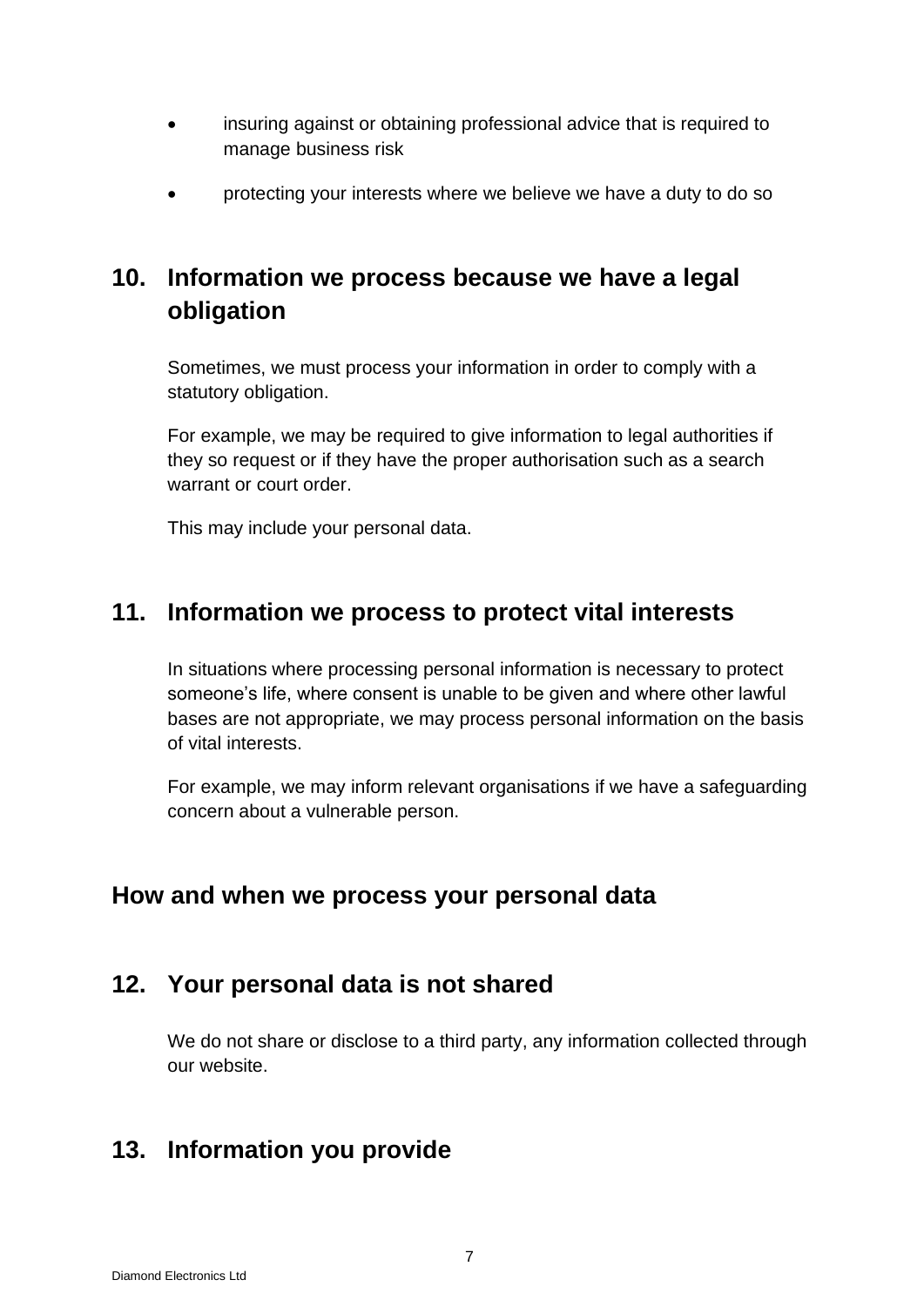- insuring against or obtaining professional advice that is required to manage business risk
- protecting your interests where we believe we have a duty to do so

## 10. Information we process because we have a legal obligation

Sometimes, we must process your information in order to comply with a statutory obligation.

For example, we may be required to give information to legal authorities if they so request or if they have the proper authorisation such as a search warrant or court order.

This may include your personal data.

## 11. Information we process to protect vital interests

In situations where processing personal information is necessary to protect someone's life, where consent is unable to be given and where other lawful bases are not appropriate, we may process personal information on the basis of vital interests.

For example, we may inform relevant organisations if we have a safeguarding concern about a vulnerable person.

## How and when we process your personal data

## 12. Your personal data is not shared

We do not share or disclose to a third party, any information collected through our website.

## 13. Information you provide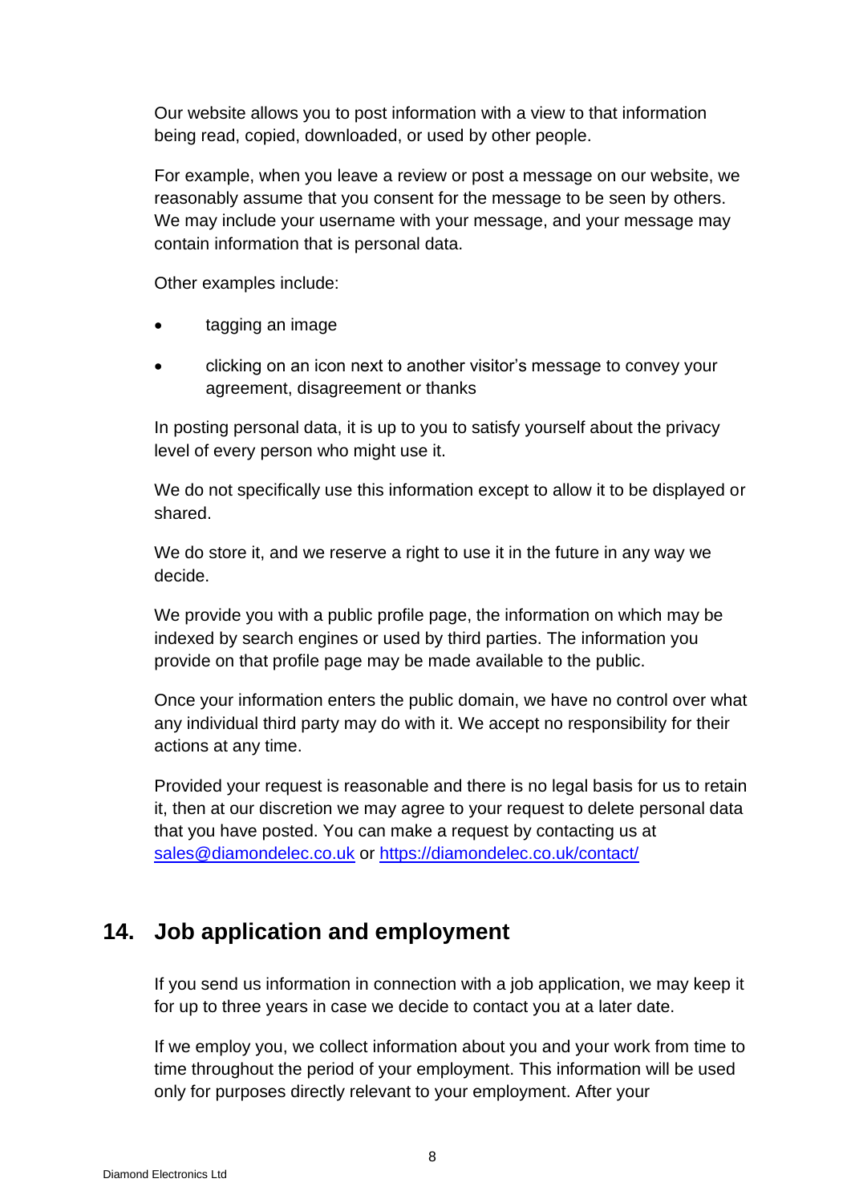Our website allows you to post information with a view to that information being read, copied, downloaded, or used by other people.

For example, when you leave a review or post a message on our website, we reasonably assume that you consent for the message to be seen by others. We may include your username with your message, and your message may contain information that is personal data.

Other examples include:

- tagging an image
- clicking on an icon next to another visitor's message to convey your agreement, disagreement or thanks

In posting personal data, it is up to you to satisfy yourself about the privacy level of every person who might use it.

We do not specifically use this information except to allow it to be displayed or shared.

We do store it, and we reserve a right to use it in the future in any way we decide.

We provide you with a public profile page, the information on which may be indexed by search engines or used by third parties. The information you provide on that profile page may be made available to the public.

Once your information enters the public domain, we have no control over what any individual third party may do with it. We accept no responsibility for their actions at any time.

Provided your request is reasonable and there is no legal basis for us to retain it, then at our discretion we may agree to your request to delete personal data that you have posted. You can make a request by contacting us at [sales@diamondelec.co.uk](mailto:sales@diamondelec.co.uk) or [https://diamondelec.co.uk/contact/](https://diamondelec.co.uk/contact/)

## 14. Job application and employment

If you send us information in connection with a job application, we may keep it for up to three years in case we decide to contact you at a later date.

If we employ you, we collect information about you and your work from time to time throughout the period of your employment. This information will be used only for purposes directly relevant to your employment. After your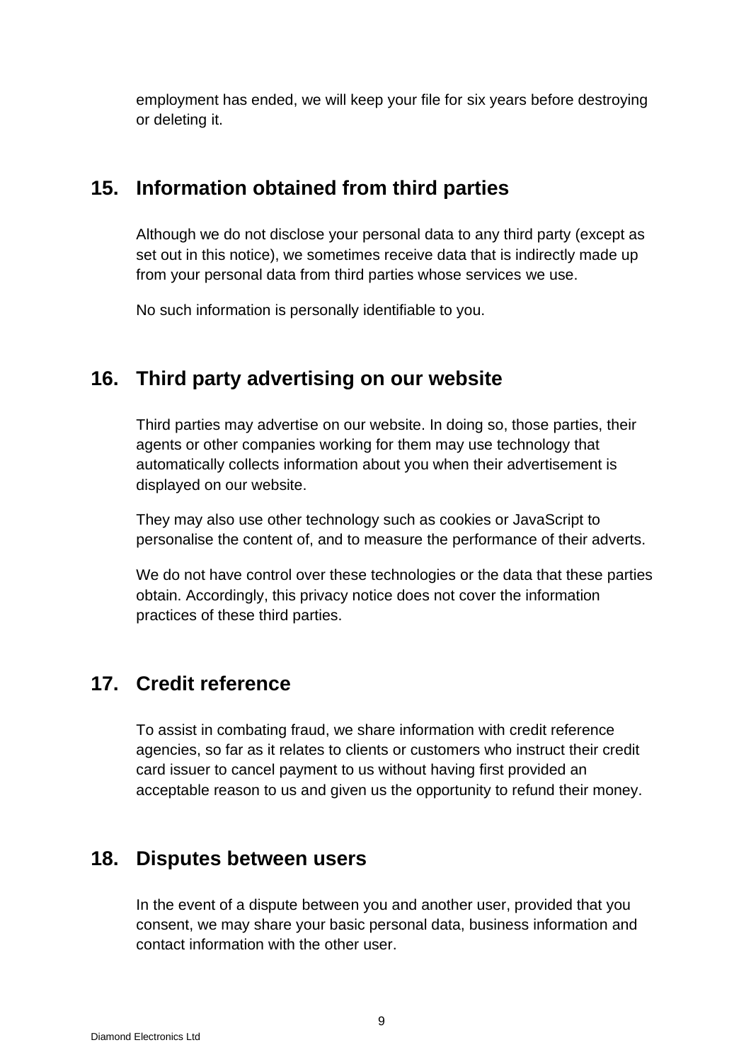employment has ended, we will keep your file for six years before destroying or deleting it.

## 15. Information obtained from third parties

Although we do not disclose your personal data to any third party (except as set out in this notice), we sometimes receive data that is indirectly made up from your personal data from third parties whose services we use.

No such information is personally identifiable to you.

## 16. Third party advertising on our website

Third parties may advertise on our website. In doing so, those parties, their agents or other companies working for them may use technology that automatically collects information about you when their advertisement is displayed on our website.

They may also use other technology such as cookies or JavaScript to personalise the content of, and to measure the performance of their adverts.

We do not have control over these technologies or the data that these parties obtain. Accordingly, this privacy notice does not cover the information practices of these third parties.

## 17. Credit reference

To assist in combating fraud, we share information with credit reference agencies, so far as it relates to clients or customers who instruct their credit card issuer to cancel payment to us without having first provided an acceptable reason to us and given us the opportunity to refund their money.

## 18. Disputes between users

In the event of a dispute between you and another user, provided that you consent, we may share your basic personal data, business information and contact information with the other user.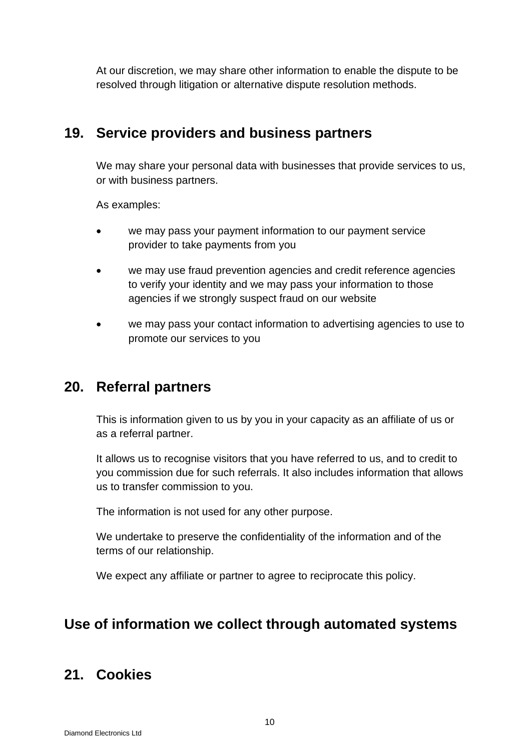At our discretion, we may share other information to enable the dispute to be resolved through litigation or alternative dispute resolution methods.

## 19. Service providers and business partners

We may share your personal data with businesses that provide services to us, or with business partners.

As examples:

- we may pass your payment information to our payment service provider to take payments from you
- we may use fraud prevention agencies and credit reference agencies to verify your identity and we may pass your information to those agencies if we strongly suspect fraud on our website
- we may pass your contact information to advertising agencies to use to promote our services to you

## 20. Referral partners

This is information given to us by you in your capacity as an affiliate of us or as a referral partner.

It allows us to recognise visitors that you have referred to us, and to credit to you commission due for such referrals. It also includes information that allows us to transfer commission to you.

The information is not used for any other purpose.

We undertake to preserve the confidentiality of the information and of the terms of our relationship.

We expect any affiliate or partner to agree to reciprocate this policy.

# Use of information we collect through automated systems

## 21. Cookies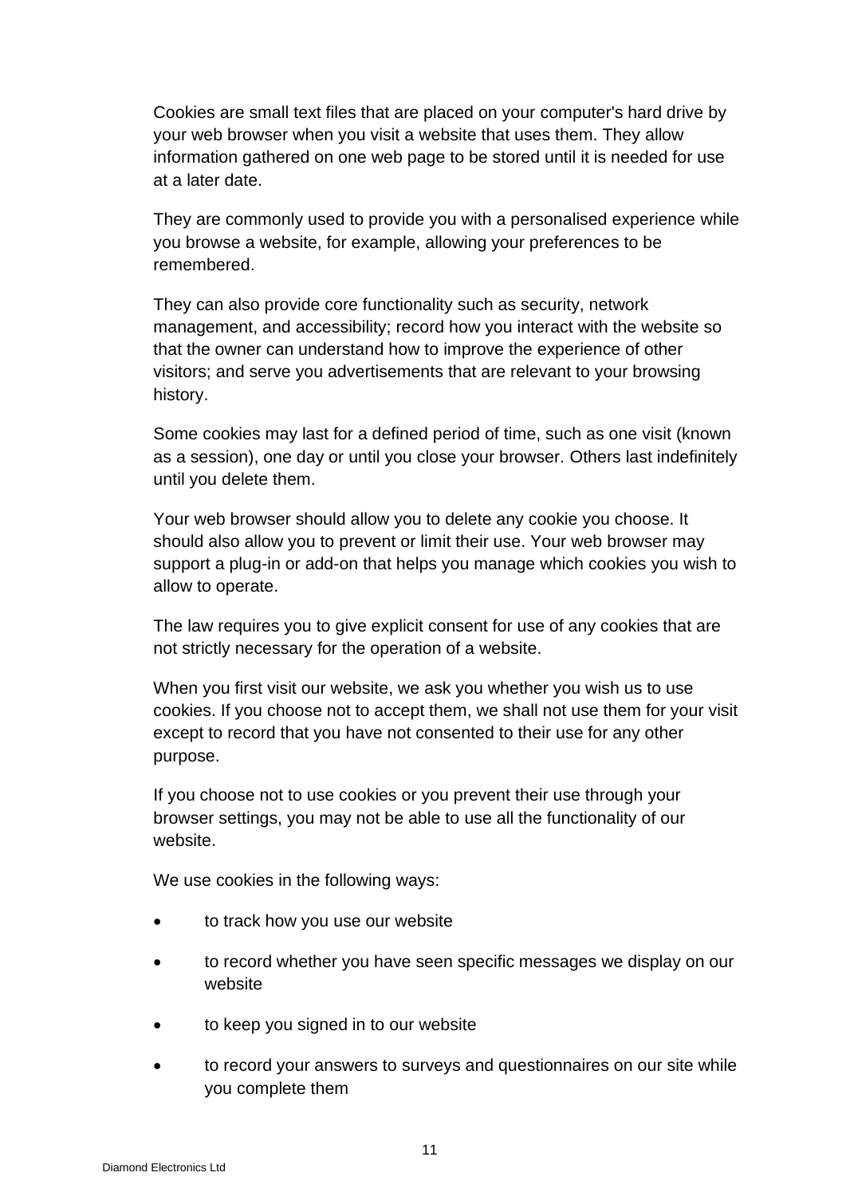Cookies are small text files that are placed on your computer's hard drive by your web browser when you visit a website that uses them. They allow information gathered on one web page to be stored until it is needed for use at a later date.

They are commonly used to provide you with a personalised experience while you browse a website, for example, allowing your preferences to be remembered.

They can also provide core functionality such as security, network management, and accessibility; record how you interact with the website so that the owner can understand how to improve the experience of other visitors; and serve you advertisements that are relevant to your browsing history.

Some cookies may last for a defined period of time, such as one visit (known as a session), one day or until you close your browser. Others last indefinitely until you delete them.

Your web browser should allow you to delete any cookie you choose. It should also allow you to prevent or limit their use. Your web browser may support a plug-in or add-on that helps you manage which cookies you wish to allow to operate.

The law requires you to give explicit consent for use of any cookies that are not strictly necessary for the operation of a website.

When you first visit our website, we ask you whether you wish us to use cookies. If you choose not to accept them, we shall not use them for your visit except to record that you have not consented to their use for any other purpose.

If you choose not to use cookies or you prevent their use through your browser settings, you may not be able to use all the functionality of our website.

We use cookies in the following ways:

- to track how you use our website
- to record whether you have seen specific messages we display on our website
- to keep you signed in to our website
- to record your answers to surveys and questionnaires on our site while you complete them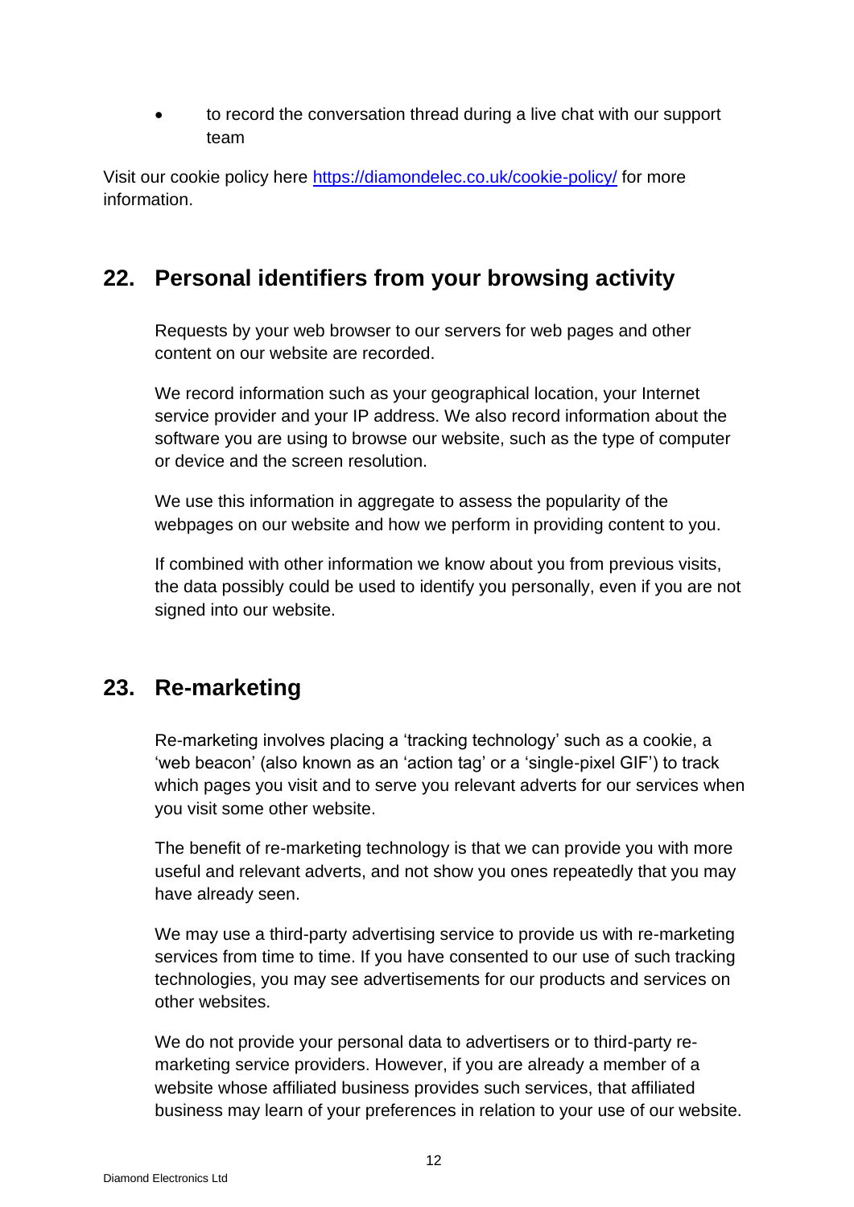- to record the conversation thread during a live chat with our support team

Visit our cookie policy here https://diamondelec.co.uk/cookie-policy/ for more information.

## 22. Personal identifiers from your browsing activity

Requests by your web browser to our servers for web pages and other content on our website are recorded.

We record information such as your geographical location, your Internet service provider and your IP address. We also record information about the software you are using to browse our website, such as the type of computer or device and the screen resolution.

We use this information in aggregate to assess the popularity of the webpages on our website and how we perform in providing content to you.

If combined with other information we know about you from previous visits, the data possibly could be used to identify you personally, even if you are not signed into our website.

## 23. Re-marketing

Re-marketing involves placing a 'tracking technology' such as a cookie, a 'web beacon' (also known as an 'action tag' or a 'single-pixel GIF') to track which pages you visit and to serve you relevant adverts for our services when you visit some other website.

The benefit of re-marketing technology is that we can provide you with more useful and relevant adverts, and not show you ones repeatedly that you may have already seen.

We may use a third-party advertising service to provide us with re-marketing services from time to time. If you have consented to our use of such tracking technologies, you may see advertisements for our products and services on other websites.

We do not provide your personal data to advertisers or to third-party re-marketing service providers. However, if you are already a member of a website whose affiliated business provides such services, that affiliated business may learn of your preferences in relation to your use of our website.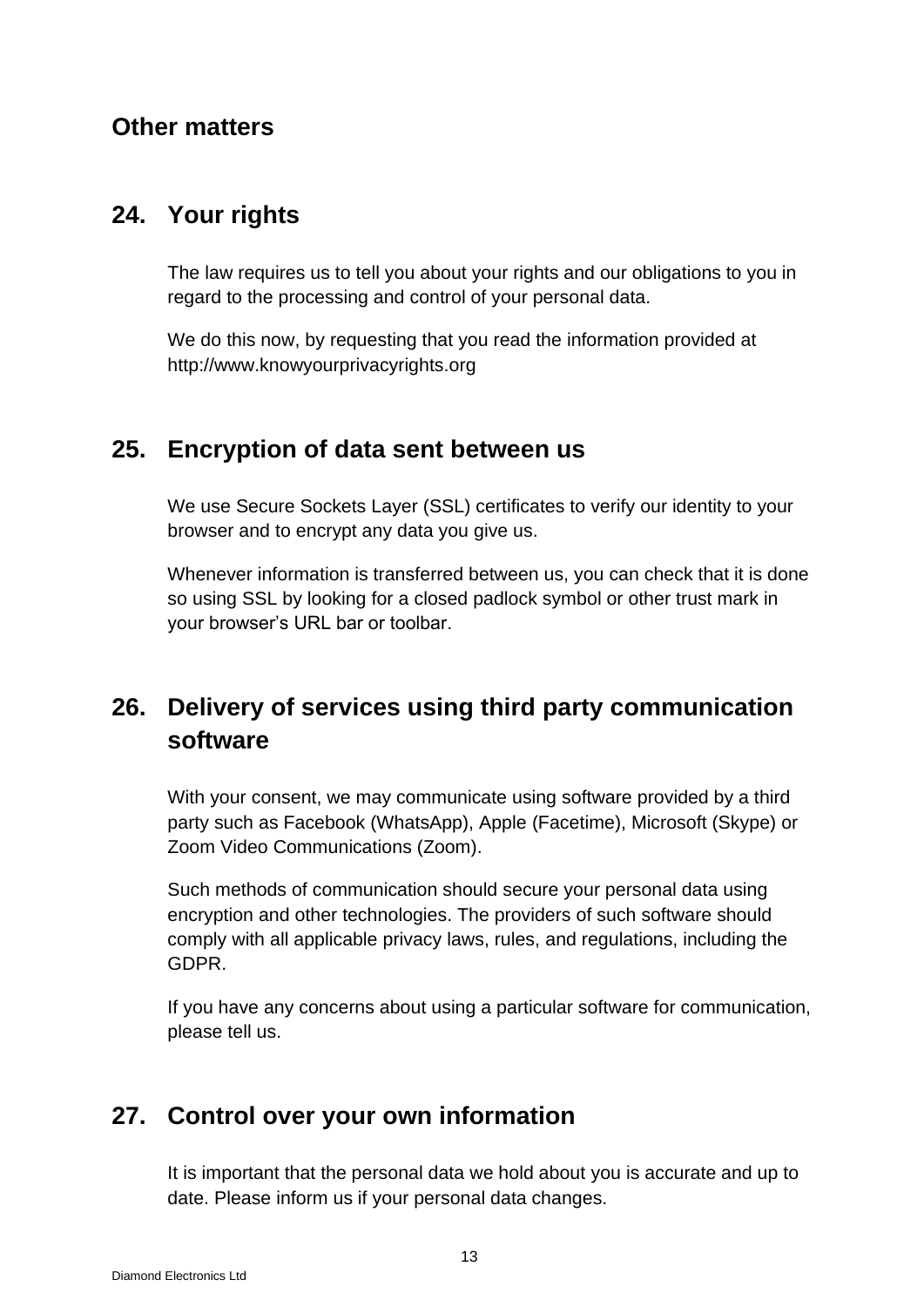## Other matters

### 24. Your rights

The law requires us to tell you about your rights and our obligations to you in regard to the processing and control of your personal data.

We do this now, by requesting that you read the information provided at http://www.knowyourprivacyrights.org

### 25. Encryption of data sent between us

We use Secure Sockets Layer (SSL) certificates to verify our identity to your browser and to encrypt any data you give us.

Whenever information is transferred between us, you can check that it is done so using SSL by looking for a closed padlock symbol or other trust mark in your browser's URL bar or toolbar.

### 26. Delivery of services using third party communication software

With your consent, we may communicate using software provided by a third party such as Facebook (WhatsApp), Apple (Facetime), Microsoft (Skype) or Zoom Video Communications (Zoom).

Such methods of communication should secure your personal data using encryption and other technologies. The providers of such software should comply with all applicable privacy laws, rules, and regulations, including the GDPR.

If you have any concerns about using a particular software for communication, please tell us.

### 27. Control over your own information

It is important that the personal data we hold about you is accurate and up to date. Please inform us if your personal data changes.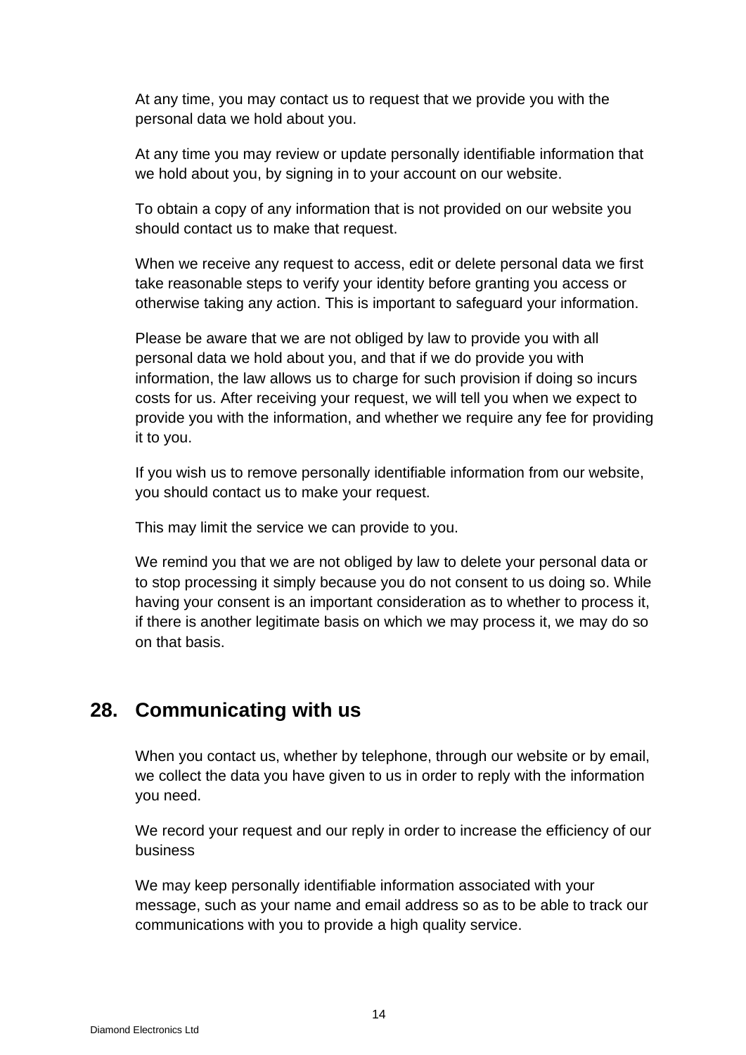At any time, you may contact us to request that we provide you with the personal data we hold about you.

At any time you may review or update personally identifiable information that we hold about you, by signing in to your account on our website.

To obtain a copy of any information that is not provided on our website you should contact us to make that request.

When we receive any request to access, edit or delete personal data we first take reasonable steps to verify your identity before granting you access or otherwise taking any action. This is important to safeguard your information.

Please be aware that we are not obliged by law to provide you with all personal data we hold about you, and that if we do provide you with information, the law allows us to charge for such provision if doing so incurs costs for us. After receiving your request, we will tell you when we expect to provide you with the information, and whether we require any fee for providing it to you.

If you wish us to remove personally identifiable information from our website, you should contact us to make your request.

This may limit the service we can provide to you.

We remind you that we are not obliged by law to delete your personal data or to stop processing it simply because you do not consent to us doing so. While having your consent is an important consideration as to whether to process it, if there is another legitimate basis on which we may process it, we may do so on that basis.

## 28. Communicating with us

When you contact us, whether by telephone, through our website or by email, we collect the data you have given to us in order to reply with the information you need.

We record your request and our reply in order to increase the efficiency of our business

We may keep personally identifiable information associated with your message, such as your name and email address so as to be able to track our communications with you to provide a high quality service.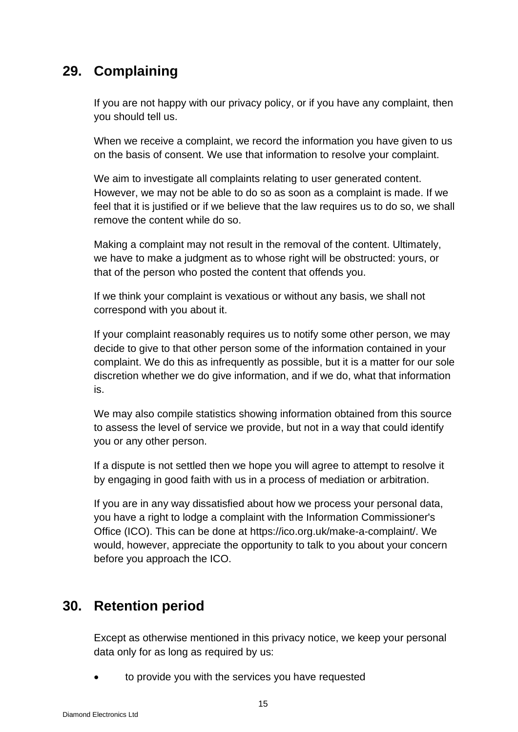## 29. Complaining

If you are not happy with our privacy policy, or if you have any complaint, then you should tell us.

When we receive a complaint, we record the information you have given to us on the basis of consent. We use that information to resolve your complaint.

We aim to investigate all complaints relating to user generated content. However, we may not be able to do so as soon as a complaint is made. If we feel that it is justified or if we believe that the law requires us to do so, we shall remove the content while do so.

Making a complaint may not result in the removal of the content. Ultimately, we have to make a judgment as to whose right will be obstructed: yours, or that of the person who posted the content that offends you.

If we think your complaint is vexatious or without any basis, we shall not correspond with you about it.

If your complaint reasonably requires us to notify some other person, we may decide to give to that other person some of the information contained in your complaint. We do this as infrequently as possible, but it is a matter for our sole discretion whether we do give information, and if we do, what that information is.

We may also compile statistics showing information obtained from this source to assess the level of service we provide, but not in a way that could identify you or any other person.

If a dispute is not settled then we hope you will agree to attempt to resolve it by engaging in good faith with us in a process of mediation or arbitration.

If you are in any way dissatisfied about how we process your personal data, you have a right to lodge a complaint with the Information Commissioner's Office (ICO). This can be done at https://ico.org.uk/make-a-complaint/. We would, however, appreciate the opportunity to talk to you about your concern before you approach the ICO.

## 30. Retention period

Except as otherwise mentioned in this privacy notice, we keep your personal data only for as long as required by us:

- to provide you with the services you have requested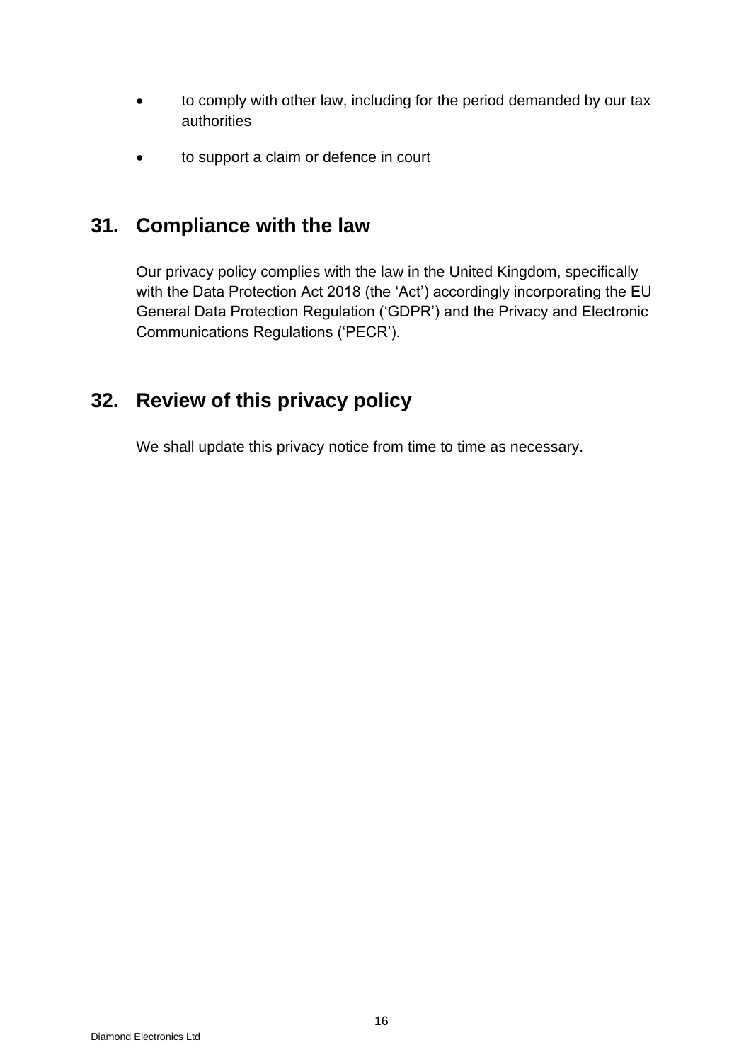- to comply with other law, including for the period demanded by our tax authorities
- to support a claim or defence in court

## 31. Compliance with the law

Our privacy policy complies with the law in the United Kingdom, specifically with the Data Protection Act 2018 (the 'Act') accordingly incorporating the EU General Data Protection Regulation ('GDPR') and the Privacy and Electronic Communications Regulations ('PECR').

## 32. Review of this privacy policy

We shall update this privacy notice from time to time as necessary.